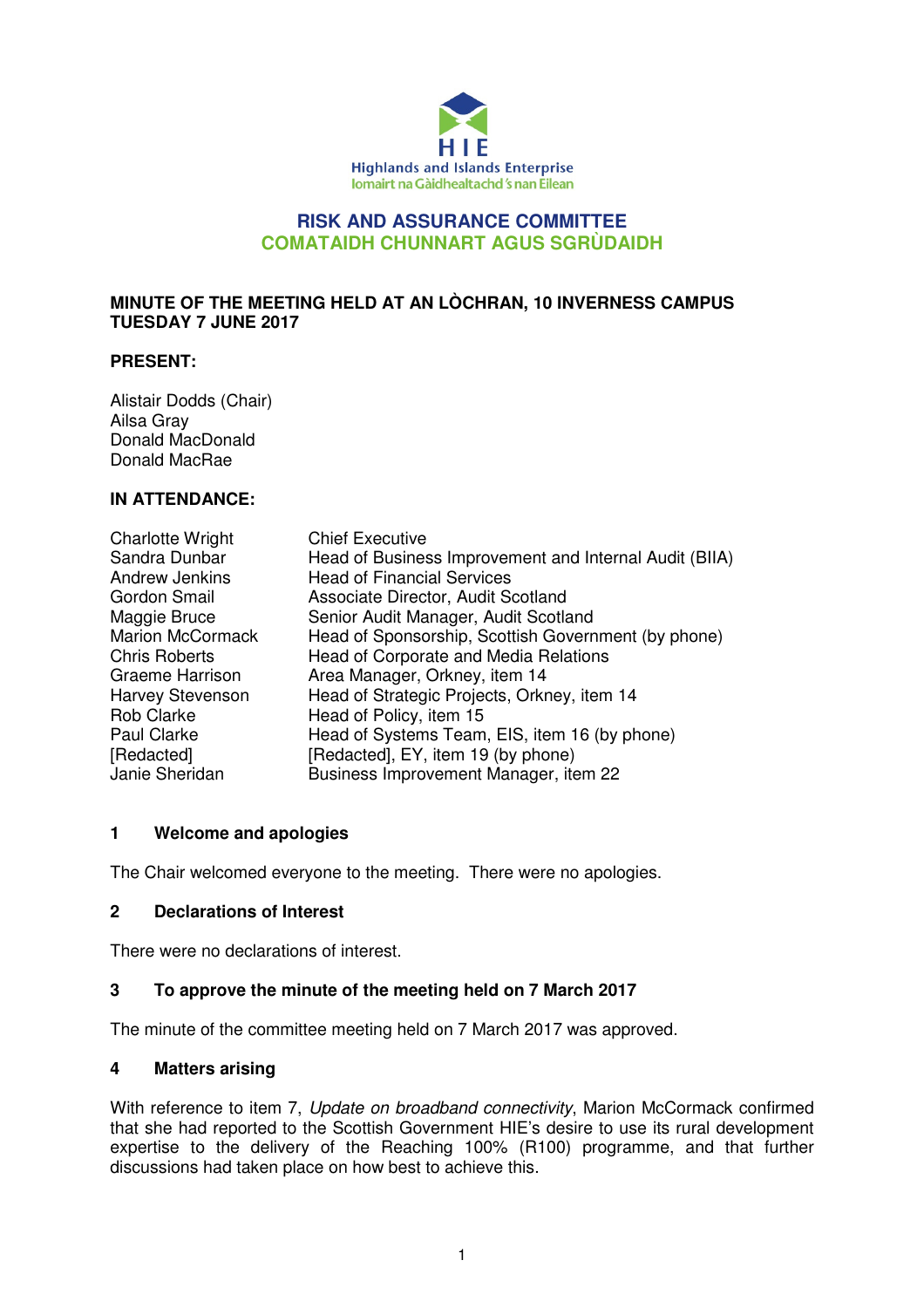HIE

Highlands and Islands Enterprise

Iomairt na Gàidhealtachd 's nan Eilean

# RISK AND ASSURANCE COMMITTEE
# COMATAIDH CHUNNART AGUS SGRÙDAIDH

**MINUTE OF THE MEETING HELD AT AN LÒCHRAN, 10 INVERNESS CAMPUS TUESDAY 7 JUNE 2017**

**PRESENT:**

Alistair Dodds (Chair)
Ailsa Gray
Donald MacDonald
Donald MacRae

**IN ATTENDANCE:**

| | |
|---|---|
| Charlotte Wright | Chief Executive |
| Sandra Dunbar | Head of Business Improvement and Internal Audit (BIIA) |
| Andrew Jenkins | Head of Financial Services |
| Gordon Smail | Associate Director, Audit Scotland |
| Maggie Bruce | Senior Audit Manager, Audit Scotland |
| Marion McCormack | Head of Sponsorship, Scottish Government (by phone) |
| Chris Roberts | Head of Corporate and Media Relations |
| Graeme Harrison | Area Manager, Orkney, item 14 |
| Harvey Stevenson | Head of Strategic Projects, Orkney, item 14 |
| Rob Clarke | Head of Policy, item 15 |
| Paul Clarke | Head of Systems Team, EIS, item 16 (by phone) |
| [Redacted] | [Redacted], EY, item 19 (by phone) |
| Janie Sheridan | Business Improvement Manager, item 22 |

## 1 Welcome and apologies

The Chair welcomed everyone to the meeting. There were no apologies.

## 2 Declarations of Interest

There were no declarations of interest.

## 3 To approve the minute of the meeting held on 7 March 2017

The minute of the committee meeting held on 7 March 2017 was approved.

## 4 Matters arising

With reference to item 7, *Update on broadband connectivity*, Marion McCormack confirmed that she had reported to the Scottish Government HIE's desire to use its rural development expertise to the delivery of the Reaching 100% (R100) programme, and that further discussions had taken place on how best to achieve this.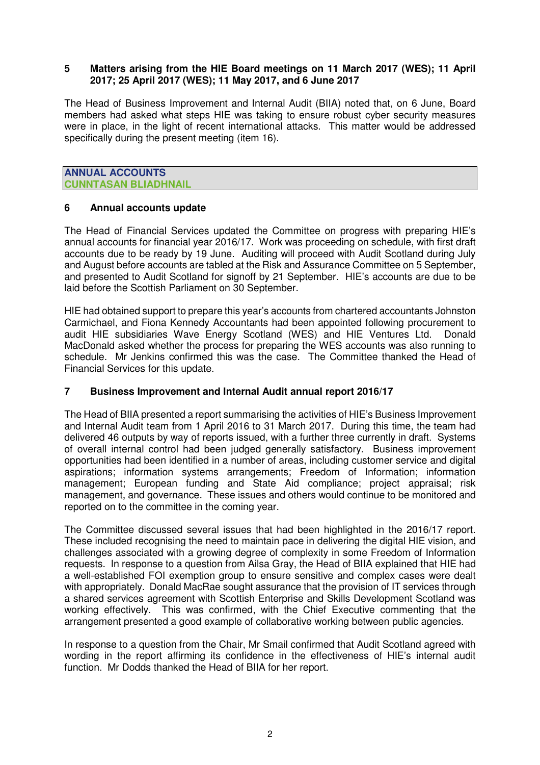### 5 Matters arising from the HIE Board meetings on 11 March 2017 (WES); 11 April 2017; 25 April 2017 (WES); 11 May 2017, and 6 June 2017

The Head of Business Improvement and Internal Audit (BIIA) noted that, on 6 June, Board members had asked what steps HIE was taking to ensure robust cyber security measures were in place, in the light of recent international attacks. This matter would be addressed specifically during the present meeting (item 16).

## ANNUAL ACCOUNTS
## CUNNTASAN BLIADHNAIL

### 6 Annual accounts update

The Head of Financial Services updated the Committee on progress with preparing HIE's annual accounts for financial year 2016/17. Work was proceeding on schedule, with first draft accounts due to be ready by 19 June. Auditing will proceed with Audit Scotland during July and August before accounts are tabled at the Risk and Assurance Committee on 5 September, and presented to Audit Scotland for signoff by 21 September. HIE's accounts are due to be laid before the Scottish Parliament on 30 September.

HIE had obtained support to prepare this year's accounts from chartered accountants Johnston Carmichael, and Fiona Kennedy Accountants had been appointed following procurement to audit HIE subsidiaries Wave Energy Scotland (WES) and HIE Ventures Ltd. Donald MacDonald asked whether the process for preparing the WES accounts was also running to schedule. Mr Jenkins confirmed this was the case. The Committee thanked the Head of Financial Services for this update.

### 7 Business Improvement and Internal Audit annual report 2016/17

The Head of BIIA presented a report summarising the activities of HIE's Business Improvement and Internal Audit team from 1 April 2016 to 31 March 2017. During this time, the team had delivered 46 outputs by way of reports issued, with a further three currently in draft. Systems of overall internal control had been judged generally satisfactory. Business improvement opportunities had been identified in a number of areas, including customer service and digital aspirations; information systems arrangements; Freedom of Information; information management; European funding and State Aid compliance; project appraisal; risk management, and governance. These issues and others would continue to be monitored and reported on to the committee in the coming year.

The Committee discussed several issues that had been highlighted in the 2016/17 report. These included recognising the need to maintain pace in delivering the digital HIE vision, and challenges associated with a growing degree of complexity in some Freedom of Information requests. In response to a question from Ailsa Gray, the Head of BIIA explained that HIE had a well-established FOI exemption group to ensure sensitive and complex cases were dealt with appropriately. Donald MacRae sought assurance that the provision of IT services through a shared services agreement with Scottish Enterprise and Skills Development Scotland was working effectively. This was confirmed, with the Chief Executive commenting that the arrangement presented a good example of collaborative working between public agencies.

In response to a question from the Chair, Mr Smail confirmed that Audit Scotland agreed with wording in the report affirming its confidence in the effectiveness of HIE's internal audit function. Mr Dodds thanked the Head of BIIA for her report.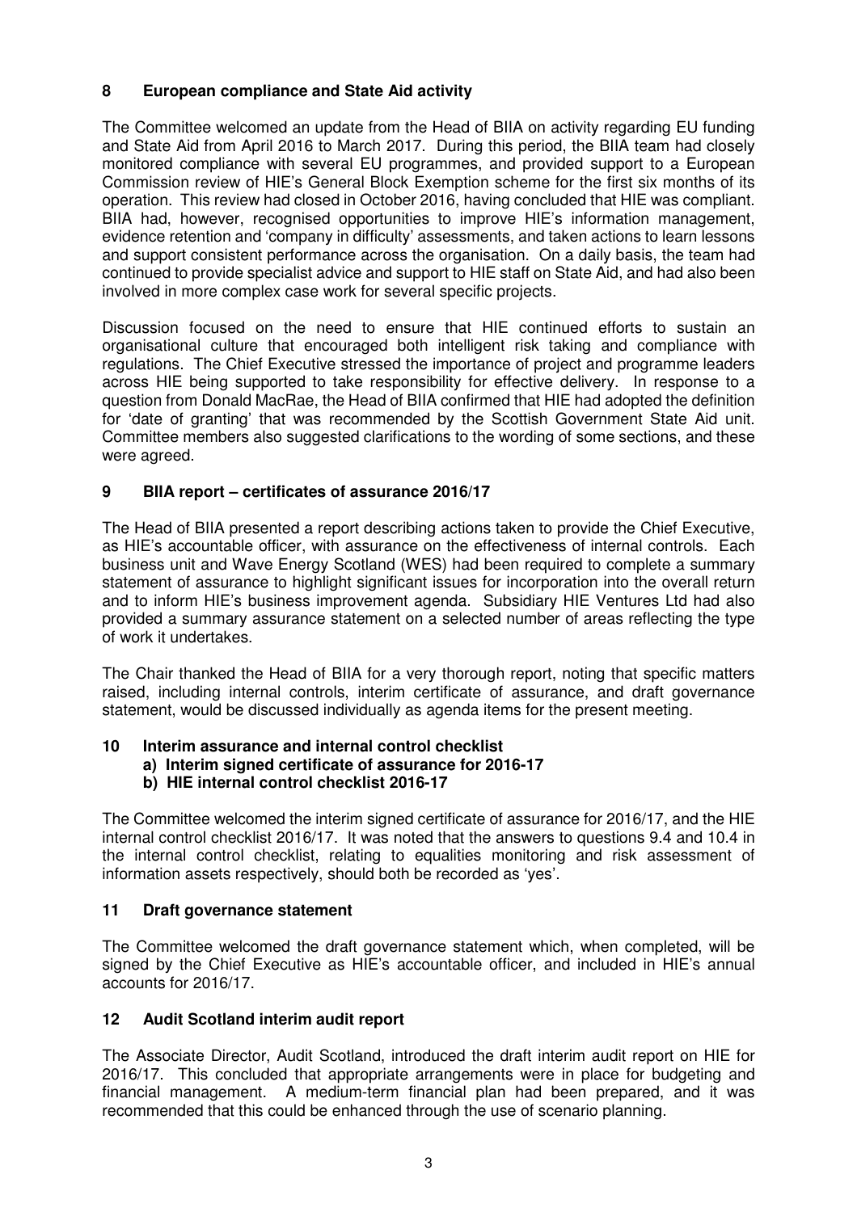## 8 European compliance and State Aid activity

The Committee welcomed an update from the Head of BIIA on activity regarding EU funding and State Aid from April 2016 to March 2017. During this period, the BIIA team had closely monitored compliance with several EU programmes, and provided support to a European Commission review of HIE's General Block Exemption scheme for the first six months of its operation. This review had closed in October 2016, having concluded that HIE was compliant. BIIA had, however, recognised opportunities to improve HIE's information management, evidence retention and 'company in difficulty' assessments, and taken actions to learn lessons and support consistent performance across the organisation. On a daily basis, the team had continued to provide specialist advice and support to HIE staff on State Aid, and had also been involved in more complex case work for several specific projects.

Discussion focused on the need to ensure that HIE continued efforts to sustain an organisational culture that encouraged both intelligent risk taking and compliance with regulations. The Chief Executive stressed the importance of project and programme leaders across HIE being supported to take responsibility for effective delivery. In response to a question from Donald MacRae, the Head of BIIA confirmed that HIE had adopted the definition for 'date of granting' that was recommended by the Scottish Government State Aid unit. Committee members also suggested clarifications to the wording of some sections, and these were agreed.

## 9 BIIA report – certificates of assurance 2016/17

The Head of BIIA presented a report describing actions taken to provide the Chief Executive, as HIE's accountable officer, with assurance on the effectiveness of internal controls. Each business unit and Wave Energy Scotland (WES) had been required to complete a summary statement of assurance to highlight significant issues for incorporation into the overall return and to inform HIE's business improvement agenda. Subsidiary HIE Ventures Ltd had also provided a summary assurance statement on a selected number of areas reflecting the type of work it undertakes.

The Chair thanked the Head of BIIA for a very thorough report, noting that specific matters raised, including internal controls, interim certificate of assurance, and draft governance statement, would be discussed individually as agenda items for the present meeting.

## 10 Interim assurance and internal control checklist

**a) Interim signed certificate of assurance for 2016-17**

**b) HIE internal control checklist 2016-17**

The Committee welcomed the interim signed certificate of assurance for 2016/17, and the HIE internal control checklist 2016/17. It was noted that the answers to questions 9.4 and 10.4 in the internal control checklist, relating to equalities monitoring and risk assessment of information assets respectively, should both be recorded as 'yes'.

## 11 Draft governance statement

The Committee welcomed the draft governance statement which, when completed, will be signed by the Chief Executive as HIE's accountable officer, and included in HIE's annual accounts for 2016/17.

## 12 Audit Scotland interim audit report

The Associate Director, Audit Scotland, introduced the draft interim audit report on HIE for 2016/17. This concluded that appropriate arrangements were in place for budgeting and financial management. A medium-term financial plan had been prepared, and it was recommended that this could be enhanced through the use of scenario planning.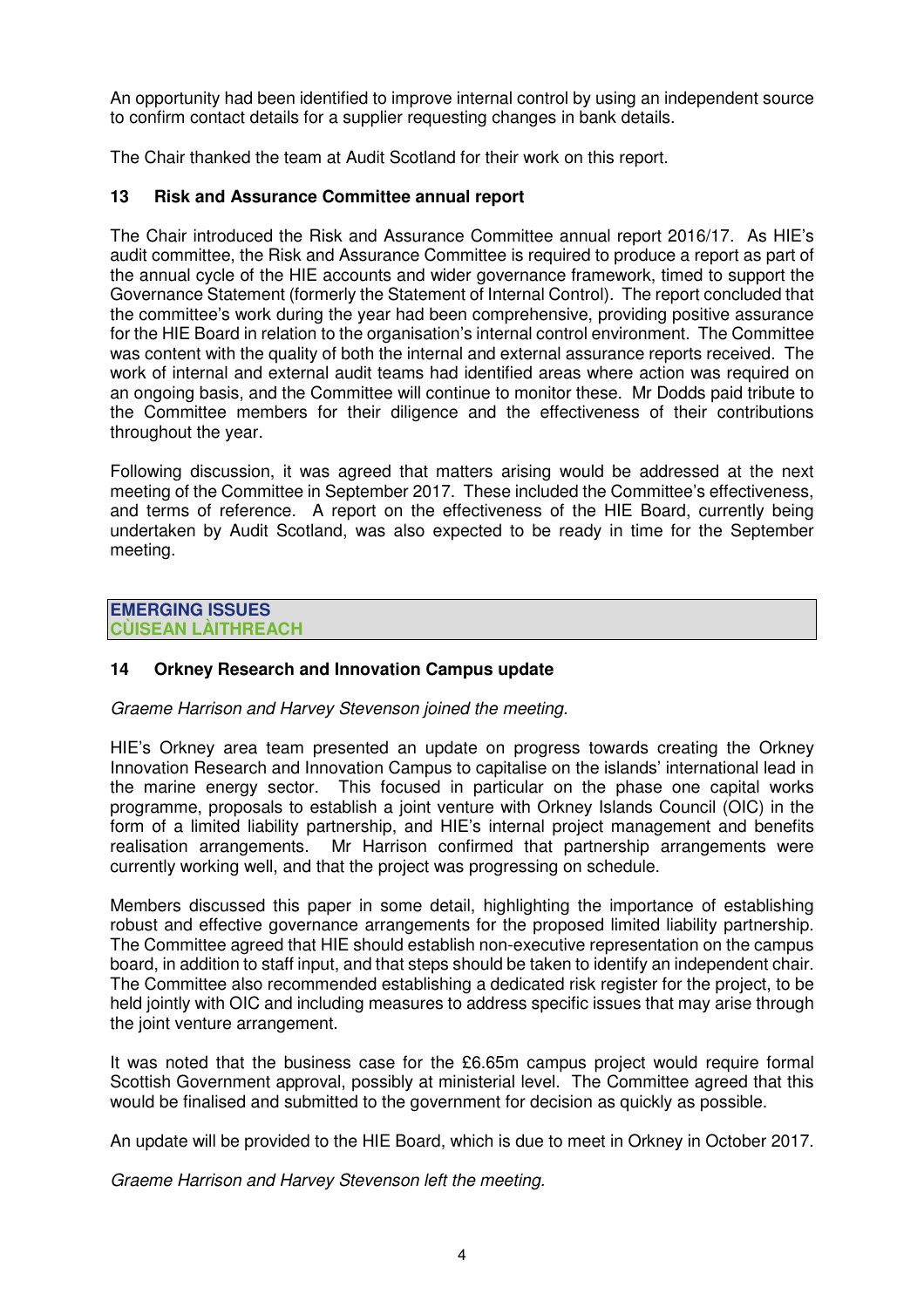An opportunity had been identified to improve internal control by using an independent source to confirm contact details for a supplier requesting changes in bank details.

The Chair thanked the team at Audit Scotland for their work on this report.

### 13 Risk and Assurance Committee annual report

The Chair introduced the Risk and Assurance Committee annual report 2016/17. As HIE's audit committee, the Risk and Assurance Committee is required to produce a report as part of the annual cycle of the HIE accounts and wider governance framework, timed to support the Governance Statement (formerly the Statement of Internal Control). The report concluded that the committee's work during the year had been comprehensive, providing positive assurance for the HIE Board in relation to the organisation's internal control environment. The Committee was content with the quality of both the internal and external assurance reports received. The work of internal and external audit teams had identified areas where action was required on an ongoing basis, and the Committee will continue to monitor these. Mr Dodds paid tribute to the Committee members for their diligence and the effectiveness of their contributions throughout the year.

Following discussion, it was agreed that matters arising would be addressed at the next meeting of the Committee in September 2017. These included the Committee's effectiveness, and terms of reference. A report on the effectiveness of the HIE Board, currently being undertaken by Audit Scotland, was also expected to be ready in time for the September meeting.

## EMERGING ISSUES
## CÙISEAN LÀITHREACH

### 14 Orkney Research and Innovation Campus update

*Graeme Harrison and Harvey Stevenson joined the meeting.*

HIE's Orkney area team presented an update on progress towards creating the Orkney Innovation Research and Innovation Campus to capitalise on the islands' international lead in the marine energy sector. This focused in particular on the phase one capital works programme, proposals to establish a joint venture with Orkney Islands Council (OIC) in the form of a limited liability partnership, and HIE's internal project management and benefits realisation arrangements. Mr Harrison confirmed that partnership arrangements were currently working well, and that the project was progressing on schedule.

Members discussed this paper in some detail, highlighting the importance of establishing robust and effective governance arrangements for the proposed limited liability partnership. The Committee agreed that HIE should establish non-executive representation on the campus board, in addition to staff input, and that steps should be taken to identify an independent chair. The Committee also recommended establishing a dedicated risk register for the project, to be held jointly with OIC and including measures to address specific issues that may arise through the joint venture arrangement.

It was noted that the business case for the £6.65m campus project would require formal Scottish Government approval, possibly at ministerial level. The Committee agreed that this would be finalised and submitted to the government for decision as quickly as possible.

An update will be provided to the HIE Board, which is due to meet in Orkney in October 2017.

*Graeme Harrison and Harvey Stevenson left the meeting.*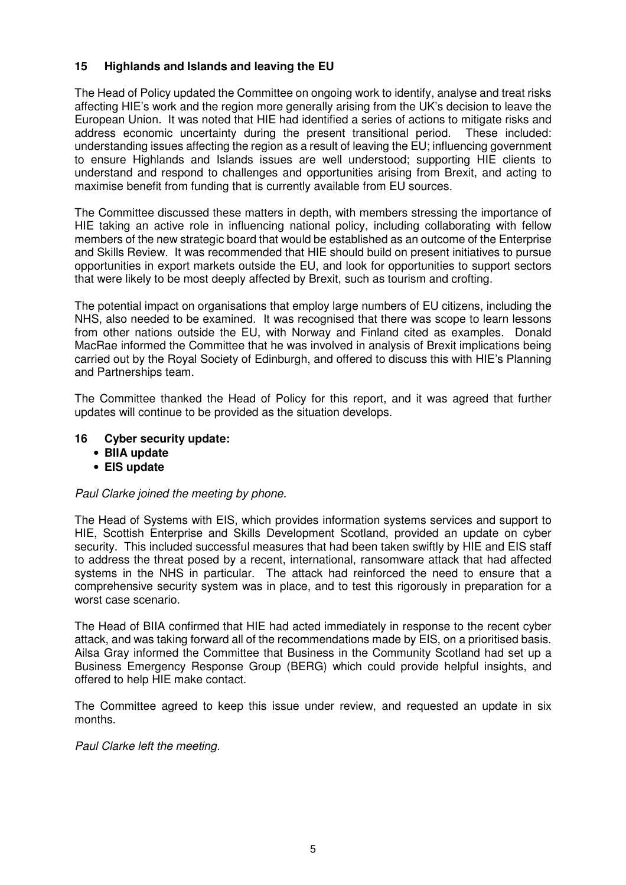## 15 Highlands and Islands and leaving the EU

The Head of Policy updated the Committee on ongoing work to identify, analyse and treat risks affecting HIE's work and the region more generally arising from the UK's decision to leave the European Union. It was noted that HIE had identified a series of actions to mitigate risks and address economic uncertainty during the present transitional period. These included: understanding issues affecting the region as a result of leaving the EU; influencing government to ensure Highlands and Islands issues are well understood; supporting HIE clients to understand and respond to challenges and opportunities arising from Brexit, and acting to maximise benefit from funding that is currently available from EU sources.

The Committee discussed these matters in depth, with members stressing the importance of HIE taking an active role in influencing national policy, including collaborating with fellow members of the new strategic board that would be established as an outcome of the Enterprise and Skills Review. It was recommended that HIE should build on present initiatives to pursue opportunities in export markets outside the EU, and look for opportunities to support sectors that were likely to be most deeply affected by Brexit, such as tourism and crofting.

The potential impact on organisations that employ large numbers of EU citizens, including the NHS, also needed to be examined. It was recognised that there was scope to learn lessons from other nations outside the EU, with Norway and Finland cited as examples. Donald MacRae informed the Committee that he was involved in analysis of Brexit implications being carried out by the Royal Society of Edinburgh, and offered to discuss this with HIE's Planning and Partnerships team.

The Committee thanked the Head of Policy for this report, and it was agreed that further updates will continue to be provided as the situation develops.

## 16 Cyber security update:

- **BIIA update**
- **EIS update**

*Paul Clarke joined the meeting by phone.*

The Head of Systems with EIS, which provides information systems services and support to HIE, Scottish Enterprise and Skills Development Scotland, provided an update on cyber security. This included successful measures that had been taken swiftly by HIE and EIS staff to address the threat posed by a recent, international, ransomware attack that had affected systems in the NHS in particular. The attack had reinforced the need to ensure that a comprehensive security system was in place, and to test this rigorously in preparation for a worst case scenario.

The Head of BIIA confirmed that HIE had acted immediately in response to the recent cyber attack, and was taking forward all of the recommendations made by EIS, on a prioritised basis. Ailsa Gray informed the Committee that Business in the Community Scotland had set up a Business Emergency Response Group (BERG) which could provide helpful insights, and offered to help HIE make contact.

The Committee agreed to keep this issue under review, and requested an update in six months.

*Paul Clarke left the meeting.*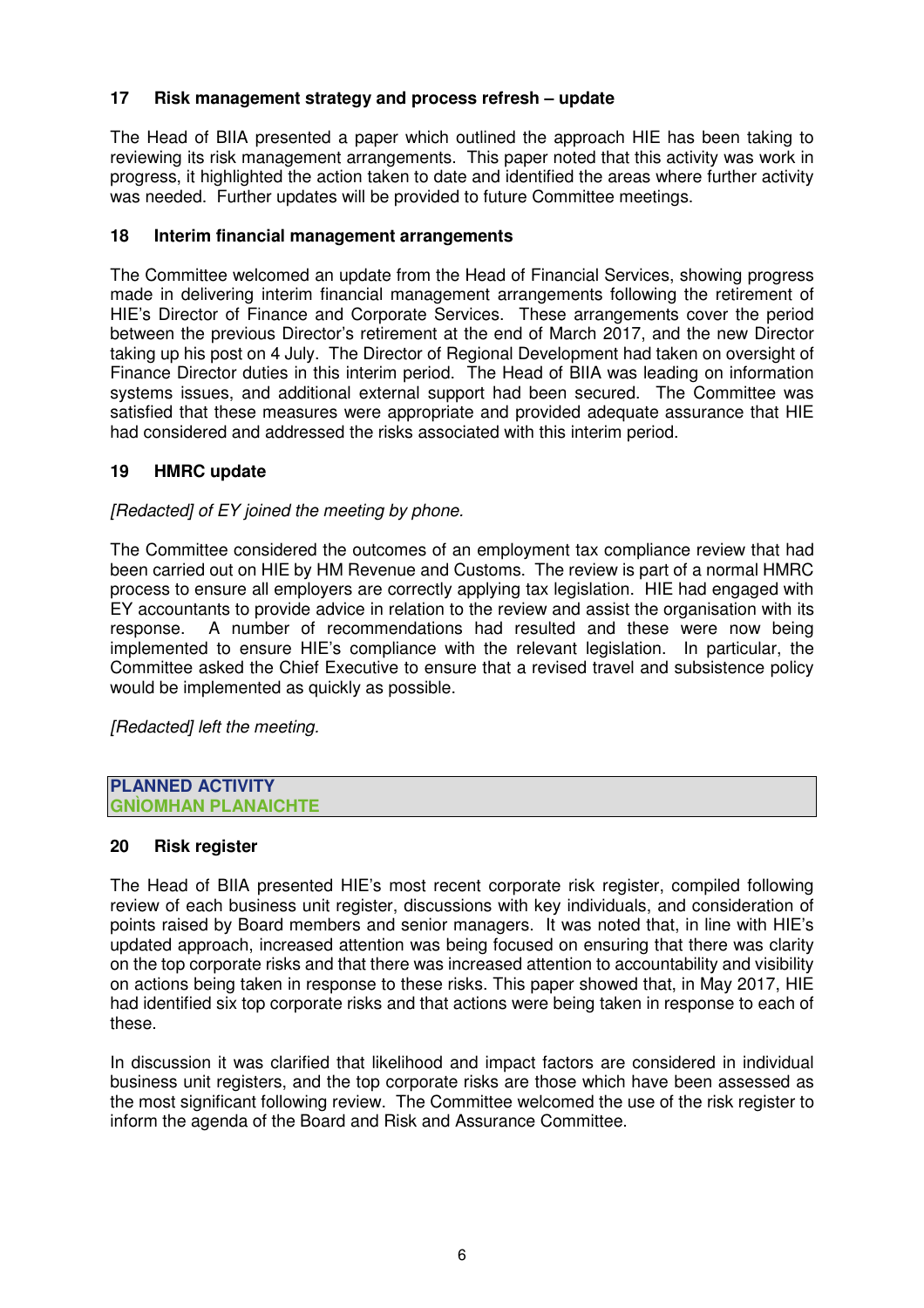### 17 Risk management strategy and process refresh – update

The Head of BIIA presented a paper which outlined the approach HIE has been taking to reviewing its risk management arrangements. This paper noted that this activity was work in progress, it highlighted the action taken to date and identified the areas where further activity was needed. Further updates will be provided to future Committee meetings.

### 18 Interim financial management arrangements

The Committee welcomed an update from the Head of Financial Services, showing progress made in delivering interim financial management arrangements following the retirement of HIE's Director of Finance and Corporate Services. These arrangements cover the period between the previous Director's retirement at the end of March 2017, and the new Director taking up his post on 4 July. The Director of Regional Development had taken on oversight of Finance Director duties in this interim period. The Head of BIIA was leading on information systems issues, and additional external support had been secured. The Committee was satisfied that these measures were appropriate and provided adequate assurance that HIE had considered and addressed the risks associated with this interim period.

### 19 HMRC update

*[Redacted] of EY joined the meeting by phone.*

The Committee considered the outcomes of an employment tax compliance review that had been carried out on HIE by HM Revenue and Customs. The review is part of a normal HMRC process to ensure all employers are correctly applying tax legislation. HIE had engaged with EY accountants to provide advice in relation to the review and assist the organisation with its response. A number of recommendations had resulted and these were now being implemented to ensure HIE's compliance with the relevant legislation. In particular, the Committee asked the Chief Executive to ensure that a revised travel and subsistence policy would be implemented as quickly as possible.

*[Redacted] left the meeting.*

## PLANNED ACTIVITY
## GNÌOMHAN PLANAICHTE

### 20 Risk register

The Head of BIIA presented HIE's most recent corporate risk register, compiled following review of each business unit register, discussions with key individuals, and consideration of points raised by Board members and senior managers. It was noted that, in line with HIE's updated approach, increased attention was being focused on ensuring that there was clarity on the top corporate risks and that there was increased attention to accountability and visibility on actions being taken in response to these risks. This paper showed that, in May 2017, HIE had identified six top corporate risks and that actions were being taken in response to each of these.

In discussion it was clarified that likelihood and impact factors are considered in individual business unit registers, and the top corporate risks are those which have been assessed as the most significant following review. The Committee welcomed the use of the risk register to inform the agenda of the Board and Risk and Assurance Committee.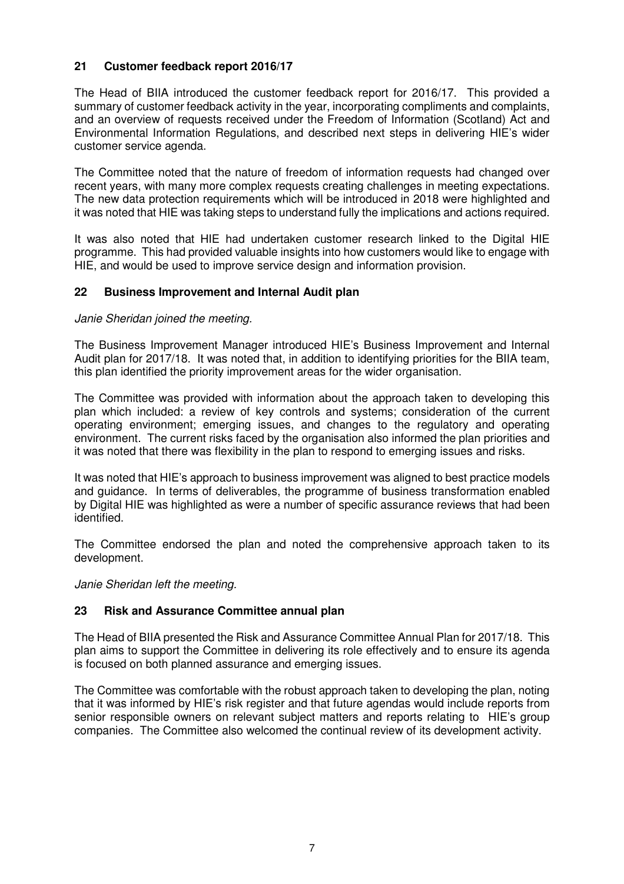## 21 Customer feedback report 2016/17

The Head of BIIA introduced the customer feedback report for 2016/17. This provided a summary of customer feedback activity in the year, incorporating compliments and complaints, and an overview of requests received under the Freedom of Information (Scotland) Act and Environmental Information Regulations, and described next steps in delivering HIE's wider customer service agenda.

The Committee noted that the nature of freedom of information requests had changed over recent years, with many more complex requests creating challenges in meeting expectations. The new data protection requirements which will be introduced in 2018 were highlighted and it was noted that HIE was taking steps to understand fully the implications and actions required.

It was also noted that HIE had undertaken customer research linked to the Digital HIE programme. This had provided valuable insights into how customers would like to engage with HIE, and would be used to improve service design and information provision.

## 22 Business Improvement and Internal Audit plan

*Janie Sheridan joined the meeting.*

The Business Improvement Manager introduced HIE's Business Improvement and Internal Audit plan for 2017/18. It was noted that, in addition to identifying priorities for the BIIA team, this plan identified the priority improvement areas for the wider organisation.

The Committee was provided with information about the approach taken to developing this plan which included: a review of key controls and systems; consideration of the current operating environment; emerging issues, and changes to the regulatory and operating environment. The current risks faced by the organisation also informed the plan priorities and it was noted that there was flexibility in the plan to respond to emerging issues and risks.

It was noted that HIE's approach to business improvement was aligned to best practice models and guidance. In terms of deliverables, the programme of business transformation enabled by Digital HIE was highlighted as were a number of specific assurance reviews that had been identified.

The Committee endorsed the plan and noted the comprehensive approach taken to its development.

*Janie Sheridan left the meeting.*

## 23 Risk and Assurance Committee annual plan

The Head of BIIA presented the Risk and Assurance Committee Annual Plan for 2017/18. This plan aims to support the Committee in delivering its role effectively and to ensure its agenda is focused on both planned assurance and emerging issues.

The Committee was comfortable with the robust approach taken to developing the plan, noting that it was informed by HIE's risk register and that future agendas would include reports from senior responsible owners on relevant subject matters and reports relating to HIE's group companies. The Committee also welcomed the continual review of its development activity.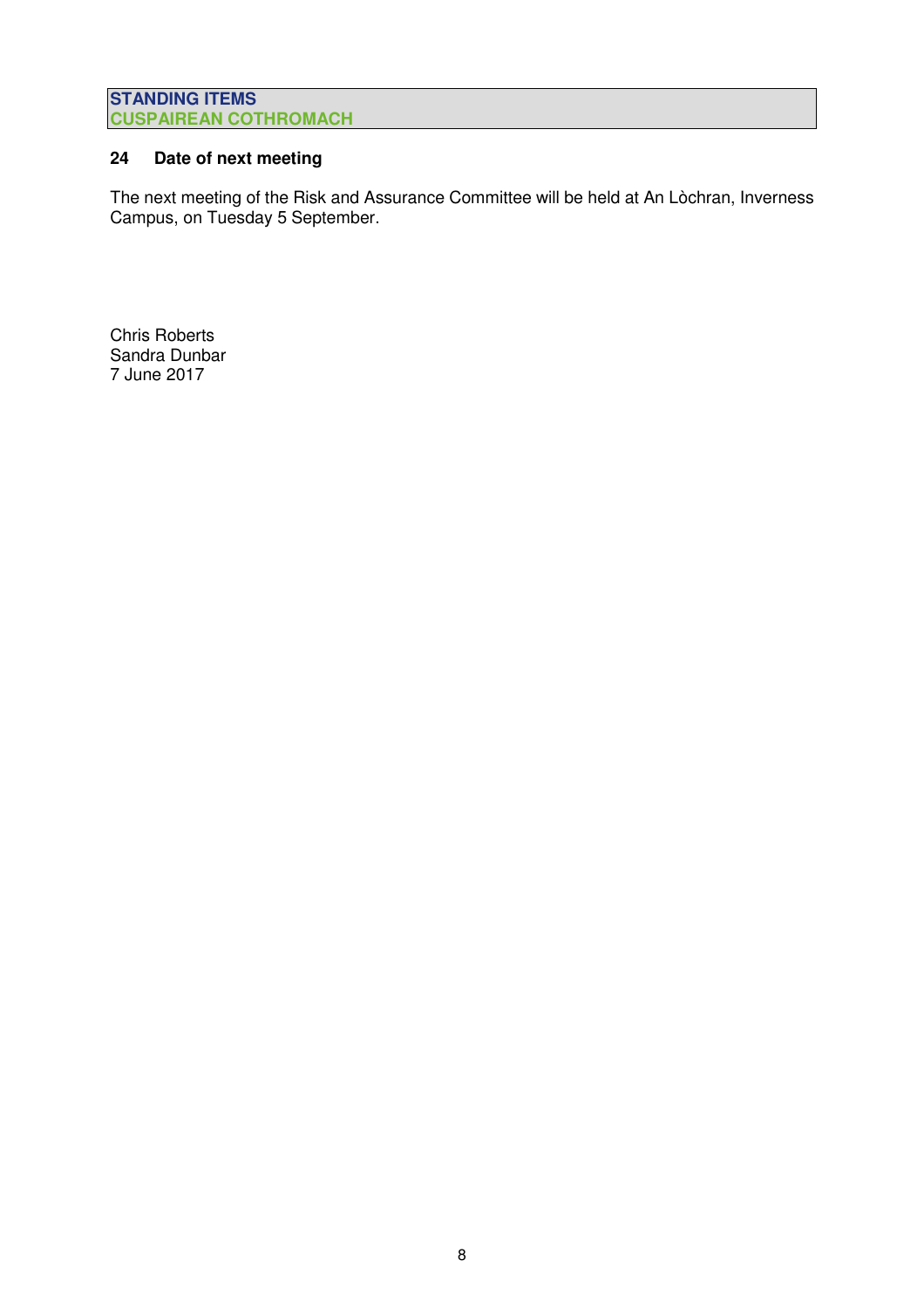**STANDING ITEMS**
**CUSPAIREAN COTHROMACH**

### 24 Date of next meeting

The next meeting of the Risk and Assurance Committee will be held at An Lòchran, Inverness Campus, on Tuesday 5 September.

Chris Roberts
Sandra Dunbar
7 June 2017